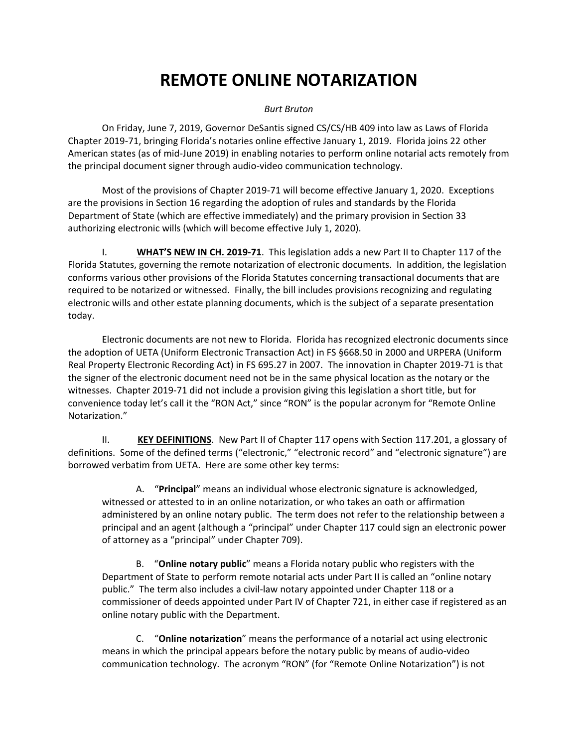# REMOTE ONLINE NOTARIZATION

*Burt Bruton*

On Friday, June 7, 2019, Governor DeSantis signed CS/CS/HB 409 into law as Laws of Florida Chapter 2019-71, bringing Florida's notaries online effective January 1, 2019. Florida joins 22 other American states (as of mid-June 2019) in enabling notaries to perform online notarial acts remotely from the principal document signer through audio-video communication technology.

Most of the provisions of Chapter 2019-71 will become effective January 1, 2020. Exceptions are the provisions in Section 16 regarding the adoption of rules and standards by the Florida Department of State (which are effective immediately) and the primary provision in Section 33 authorizing electronic wills (which will become effective July 1, 2020).

I. **WHAT'S NEW IN CH. 2019-71**. This legislation adds a new Part II to Chapter 117 of the Florida Statutes, governing the remote notarization of electronic documents. In addition, the legislation conforms various other provisions of the Florida Statutes concerning transactional documents that are required to be notarized or witnessed. Finally, the bill includes provisions recognizing and regulating electronic wills and other estate planning documents, which is the subject of a separate presentation today.

Electronic documents are not new to Florida. Florida has recognized electronic documents since the adoption of UETA (Uniform Electronic Transaction Act) in FS §668.50 in 2000 and URPERA (Uniform Real Property Electronic Recording Act) in FS 695.27 in 2007. The innovation in Chapter 2019-71 is that the signer of the electronic document need not be in the same physical location as the notary or the witnesses. Chapter 2019-71 did not include a provision giving this legislation a short title, but for convenience today let's call it the "RON Act," since "RON" is the popular acronym for "Remote Online Notarization."

II. **KEY DEFINITIONS**. New Part II of Chapter 117 opens with Section 117.201, a glossary of definitions. Some of the defined terms ("electronic," "electronic record" and "electronic signature") are borrowed verbatim from UETA. Here are some other key terms:

A. "**Principal**" means an individual whose electronic signature is acknowledged, witnessed or attested to in an online notarization, or who takes an oath or affirmation administered by an online notary public. The term does not refer to the relationship between a principal and an agent (although a "principal" under Chapter 117 could sign an electronic power of attorney as a "principal" under Chapter 709).

B. "**Online notary public**" means a Florida notary public who registers with the Department of State to perform remote notarial acts under Part II is called an "online notary public." The term also includes a civil-law notary appointed under Chapter 118 or a commissioner of deeds appointed under Part IV of Chapter 721, in either case if registered as an online notary public with the Department.

C. "**Online notarization**" means the performance of a notarial act using electronic means in which the principal appears before the notary public by means of audio-video communication technology. The acronym "RON" (for "Remote Online Notarization") is not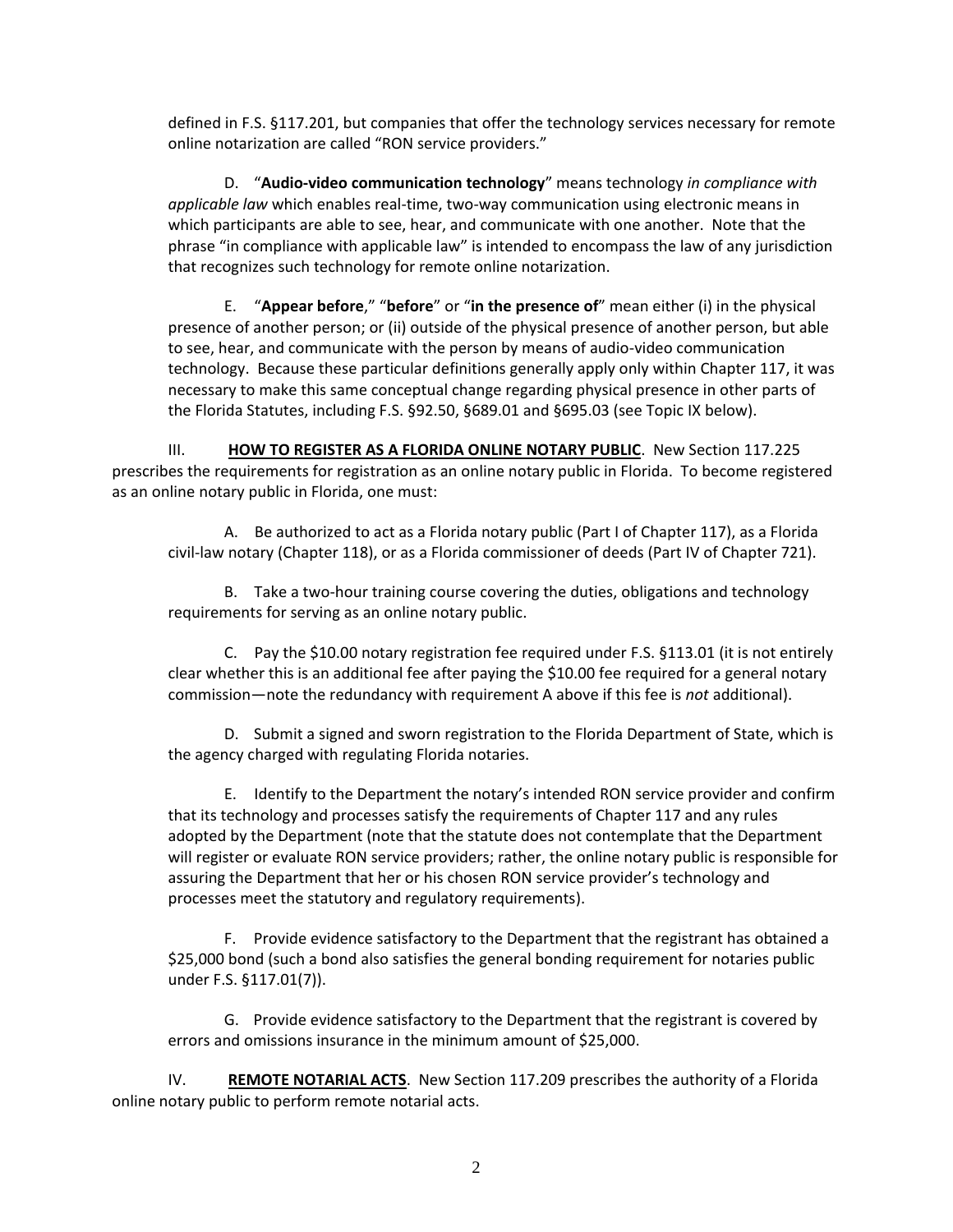defined in F.S. §117.201, but companies that offer the technology services necessary for remote online notarization are called "RON service providers."

D. "**Audio-video communication technology**" means technology *in compliance with applicable law* which enables real-time, two-way communication using electronic means in which participants are able to see, hear, and communicate with one another. Note that the phrase "in compliance with applicable law" is intended to encompass the law of any jurisdiction that recognizes such technology for remote online notarization.

E. "**Appear before**," "**before**" or "**in the presence of**" mean either (i) in the physical presence of another person; or (ii) outside of the physical presence of another person, but able to see, hear, and communicate with the person by means of audio-video communication technology. Because these particular definitions generally apply only within Chapter 117, it was necessary to make this same conceptual change regarding physical presence in other parts of the Florida Statutes, including F.S. §92.50, §689.01 and §695.03 (see Topic IX below).

III. **<u>HOW TO REGISTER AS A FLORIDA ONLINE NOTARY PUBLIC</u>**. New Section 117.225 prescribes the requirements for registration as an online notary public in Florida. To become registered as an online notary public in Florida, one must:

A. Be authorized to act as a Florida notary public (Part I of Chapter 117), as a Florida civil-law notary (Chapter 118), or as a Florida commissioner of deeds (Part IV of Chapter 721).

B. Take a two-hour training course covering the duties, obligations and technology requirements for serving as an online notary public.

C. Pay the $10.00 notary registration fee required under F.S. §113.01 (it is not entirely clear whether this is an additional fee after paying the $10.00 fee required for a general notary commission—note the redundancy with requirement A above if this fee is *not* additional).

D. Submit a signed and sworn registration to the Florida Department of State, which is the agency charged with regulating Florida notaries.

E. Identify to the Department the notary's intended RON service provider and confirm that its technology and processes satisfy the requirements of Chapter 117 and any rules adopted by the Department (note that the statute does not contemplate that the Department will register or evaluate RON service providers; rather, the online notary public is responsible for assuring the Department that her or his chosen RON service provider's technology and processes meet the statutory and regulatory requirements).

F. Provide evidence satisfactory to the Department that the registrant has obtained a $25,000 bond (such a bond also satisfies the general bonding requirement for notaries public under F.S. §117.01(7)).

G. Provide evidence satisfactory to the Department that the registrant is covered by errors and omissions insurance in the minimum amount of $25,000.

IV. **<u>REMOTE NOTARIAL ACTS</u>**. New Section 117.209 prescribes the authority of a Florida online notary public to perform remote notarial acts.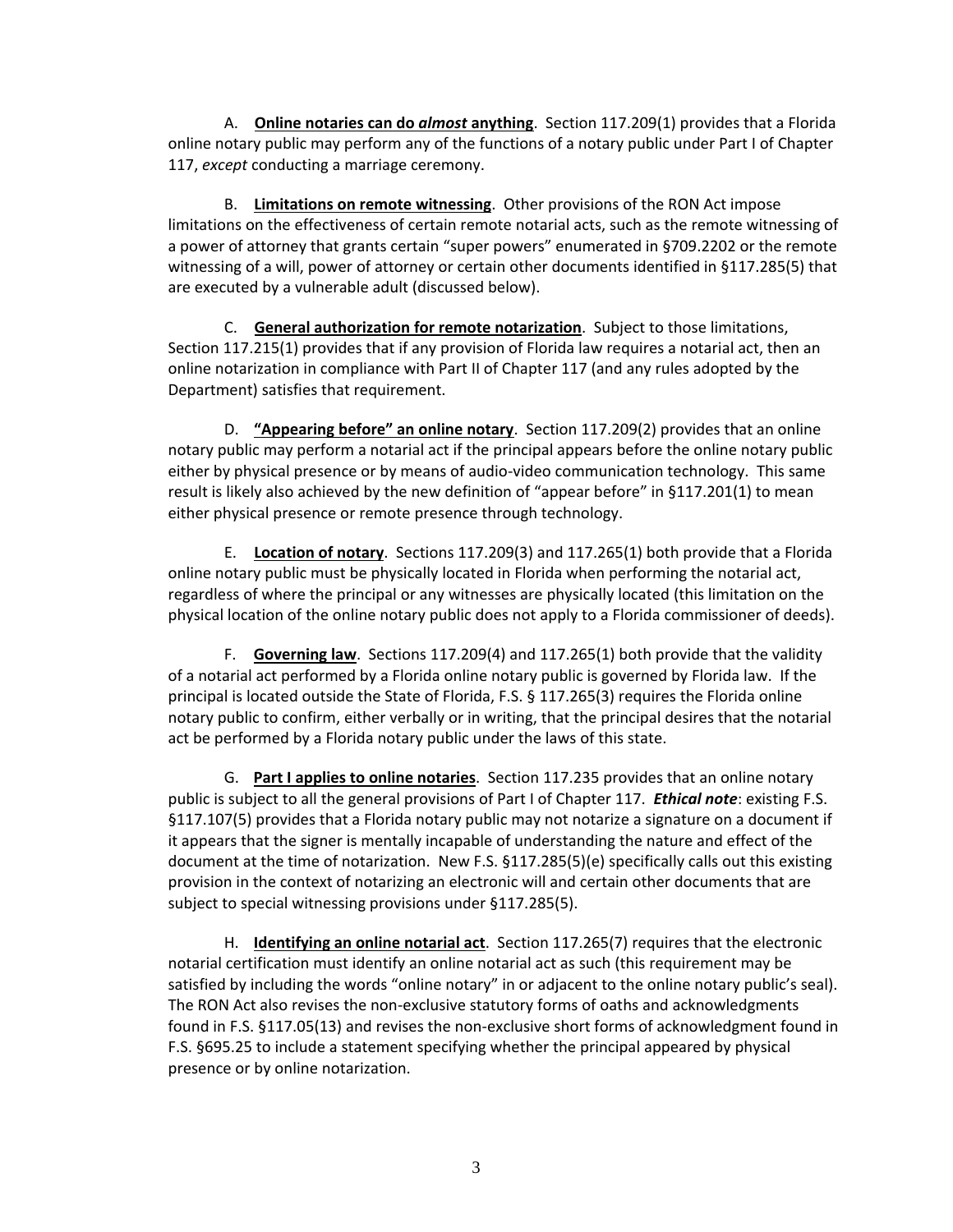A. **<u>Online notaries can do *almost* anything</u>**. Section 117.209(1) provides that a Florida online notary public may perform any of the functions of a notary public under Part I of Chapter 117, *except* conducting a marriage ceremony.

B. **<u>Limitations on remote witnessing</u>**. Other provisions of the RON Act impose limitations on the effectiveness of certain remote notarial acts, such as the remote witnessing of a power of attorney that grants certain "super powers" enumerated in §709.2202 or the remote witnessing of a will, power of attorney or certain other documents identified in §117.285(5) that are executed by a vulnerable adult (discussed below).

C. **<u>General authorization for remote notarization</u>**. Subject to those limitations, Section 117.215(1) provides that if any provision of Florida law requires a notarial act, then an online notarization in compliance with Part II of Chapter 117 (and any rules adopted by the Department) satisfies that requirement.

D. **<u>"Appearing before" an online notary</u>**. Section 117.209(2) provides that an online notary public may perform a notarial act if the principal appears before the online notary public either by physical presence or by means of audio-video communication technology. This same result is likely also achieved by the new definition of "appear before" in §117.201(1) to mean either physical presence or remote presence through technology.

E. **<u>Location of notary</u>**. Sections 117.209(3) and 117.265(1) both provide that a Florida online notary public must be physically located in Florida when performing the notarial act, regardless of where the principal or any witnesses are physically located (this limitation on the physical location of the online notary public does not apply to a Florida commissioner of deeds).

F. **<u>Governing law</u>**. Sections 117.209(4) and 117.265(1) both provide that the validity of a notarial act performed by a Florida online notary public is governed by Florida law. If the principal is located outside the State of Florida, F.S. § 117.265(3) requires the Florida online notary public to confirm, either verbally or in writing, that the principal desires that the notarial act be performed by a Florida notary public under the laws of this state.

G. **<u>Part I applies to online notaries</u>**. Section 117.235 provides that an online notary public is subject to all the general provisions of Part I of Chapter 117. ***Ethical note***: existing F.S. §117.107(5) provides that a Florida notary public may not notarize a signature on a document if it appears that the signer is mentally incapable of understanding the nature and effect of the document at the time of notarization. New F.S. §117.285(5)(e) specifically calls out this existing provision in the context of notarizing an electronic will and certain other documents that are subject to special witnessing provisions under §117.285(5).

H. **<u>Identifying an online notarial act</u>**. Section 117.265(7) requires that the electronic notarial certification must identify an online notarial act as such (this requirement may be satisfied by including the words "online notary" in or adjacent to the online notary public's seal). The RON Act also revises the non-exclusive statutory forms of oaths and acknowledgments found in F.S. §117.05(13) and revises the non-exclusive short forms of acknowledgment found in F.S. §695.25 to include a statement specifying whether the principal appeared by physical presence or by online notarization.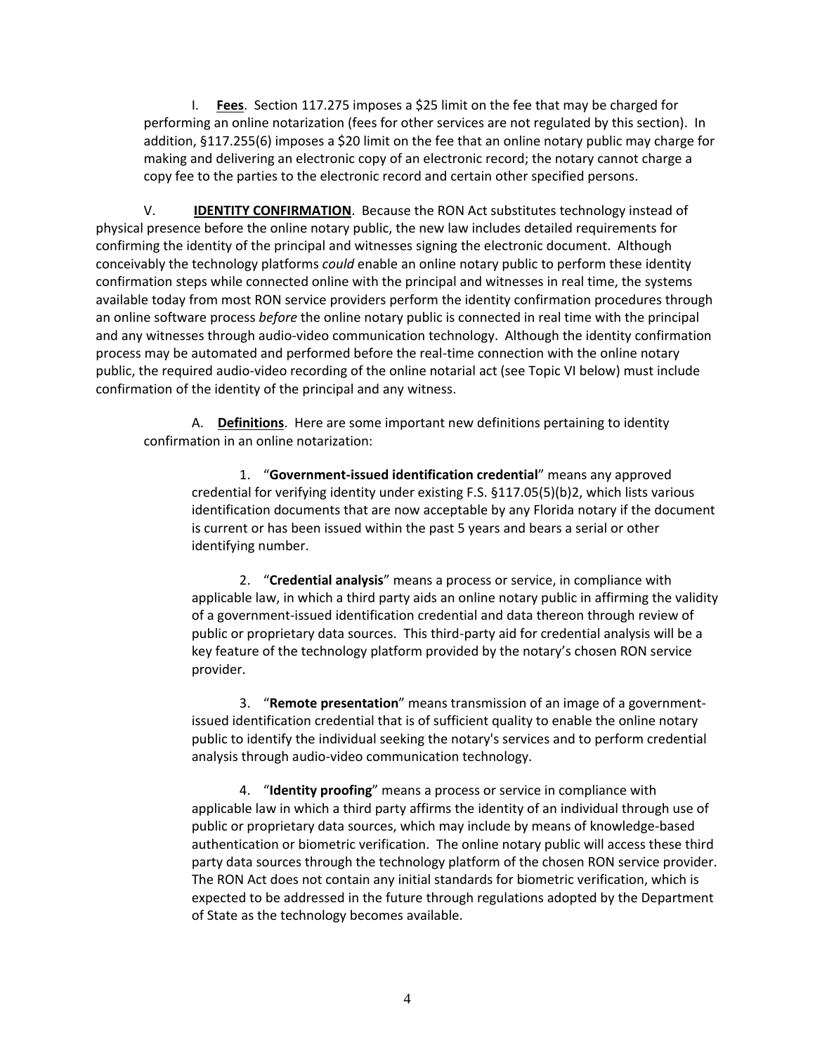I. **<u>Fees</u>**. Section 117.275 imposes a $25 limit on the fee that may be charged for performing an online notarization (fees for other services are not regulated by this section). In addition, §117.255(6) imposes a $20 limit on the fee that an online notary public may charge for making and delivering an electronic copy of an electronic record; the notary cannot charge a copy fee to the parties to the electronic record and certain other specified persons.

V. **<u>IDENTITY CONFIRMATION</u>**. Because the RON Act substitutes technology instead of physical presence before the online notary public, the new law includes detailed requirements for confirming the identity of the principal and witnesses signing the electronic document. Although conceivably the technology platforms *could* enable an online notary public to perform these identity confirmation steps while connected online with the principal and witnesses in real time, the systems available today from most RON service providers perform the identity confirmation procedures through an online software process *before* the online notary public is connected in real time with the principal and any witnesses through audio-video communication technology. Although the identity confirmation process may be automated and performed before the real-time connection with the online notary public, the required audio-video recording of the online notarial act (see Topic VI below) must include confirmation of the identity of the principal and any witness.

A. **<u>Definitions</u>**. Here are some important new definitions pertaining to identity confirmation in an online notarization:

1. "**Government-issued identification credential**" means any approved credential for verifying identity under existing F.S. §117.05(5)(b)2, which lists various identification documents that are now acceptable by any Florida notary if the document is current or has been issued within the past 5 years and bears a serial or other identifying number.

2. "**Credential analysis**" means a process or service, in compliance with applicable law, in which a third party aids an online notary public in affirming the validity of a government-issued identification credential and data thereon through review of public or proprietary data sources. This third-party aid for credential analysis will be a key feature of the technology platform provided by the notary's chosen RON service provider.

3. "**Remote presentation**" means transmission of an image of a government-issued identification credential that is of sufficient quality to enable the online notary public to identify the individual seeking the notary's services and to perform credential analysis through audio-video communication technology.

4. "**Identity proofing**" means a process or service in compliance with applicable law in which a third party affirms the identity of an individual through use of public or proprietary data sources, which may include by means of knowledge-based authentication or biometric verification. The online notary public will access these third party data sources through the technology platform of the chosen RON service provider. The RON Act does not contain any initial standards for biometric verification, which is expected to be addressed in the future through regulations adopted by the Department of State as the technology becomes available.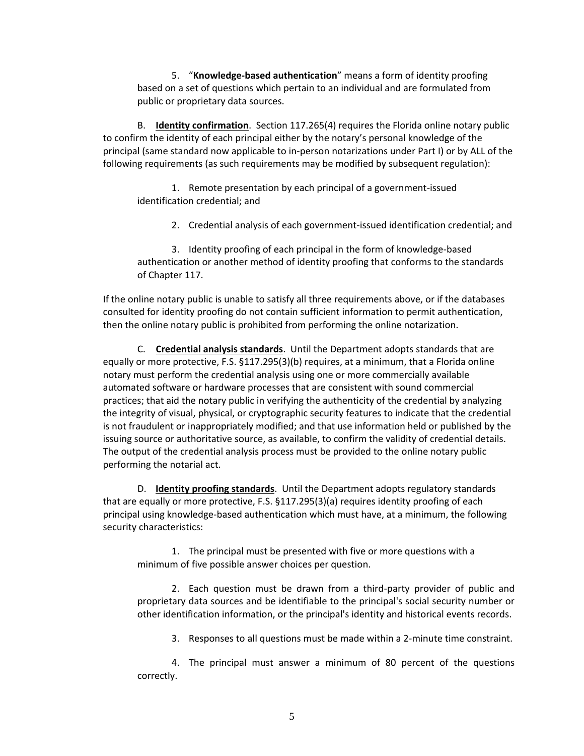5. "**Knowledge-based authentication**" means a form of identity proofing based on a set of questions which pertain to an individual and are formulated from public or proprietary data sources.

B. **Identity confirmation**. Section 117.265(4) requires the Florida online notary public to confirm the identity of each principal either by the notary's personal knowledge of the principal (same standard now applicable to in-person notarizations under Part I) or by ALL of the following requirements (as such requirements may be modified by subsequent regulation):

1. Remote presentation by each principal of a government-issued identification credential; and

2. Credential analysis of each government-issued identification credential; and

3. Identity proofing of each principal in the form of knowledge-based authentication or another method of identity proofing that conforms to the standards of Chapter 117.

If the online notary public is unable to satisfy all three requirements above, or if the databases consulted for identity proofing do not contain sufficient information to permit authentication, then the online notary public is prohibited from performing the online notarization.

C. **Credential analysis standards**. Until the Department adopts standards that are equally or more protective, F.S. §117.295(3)(b) requires, at a minimum, that a Florida online notary must perform the credential analysis using one or more commercially available automated software or hardware processes that are consistent with sound commercial practices; that aid the notary public in verifying the authenticity of the credential by analyzing the integrity of visual, physical, or cryptographic security features to indicate that the credential is not fraudulent or inappropriately modified; and that use information held or published by the issuing source or authoritative source, as available, to confirm the validity of credential details. The output of the credential analysis process must be provided to the online notary public performing the notarial act.

D. **Identity proofing standards**. Until the Department adopts regulatory standards that are equally or more protective, F.S. §117.295(3)(a) requires identity proofing of each principal using knowledge-based authentication which must have, at a minimum, the following security characteristics:

1. The principal must be presented with five or more questions with a minimum of five possible answer choices per question.

2. Each question must be drawn from a third-party provider of public and proprietary data sources and be identifiable to the principal's social security number or other identification information, or the principal's identity and historical events records.

3. Responses to all questions must be made within a 2-minute time constraint.

4. The principal must answer a minimum of 80 percent of the questions correctly.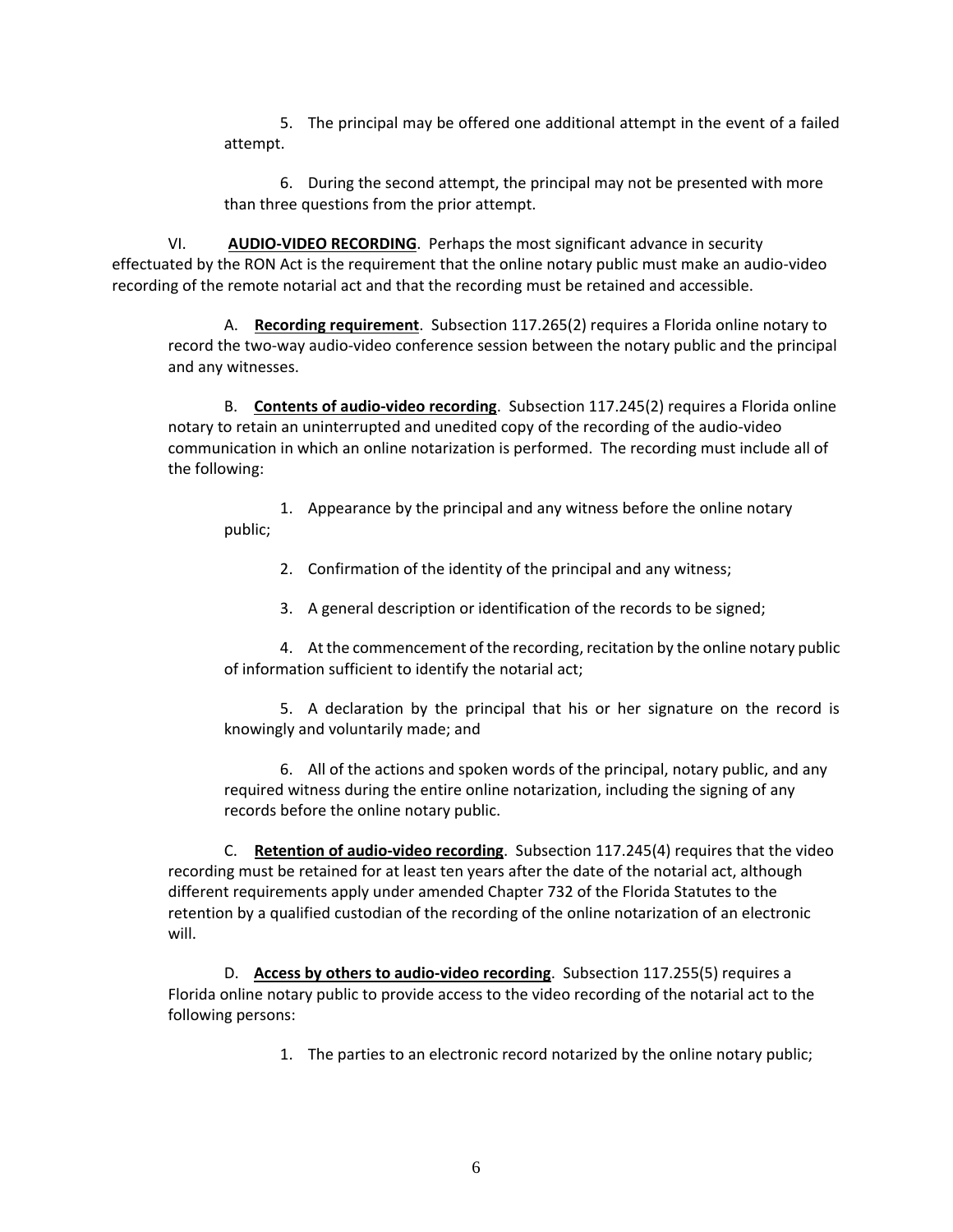5. The principal may be offered one additional attempt in the event of a failed attempt.

6. During the second attempt, the principal may not be presented with more than three questions from the prior attempt.

VI. **AUDIO-VIDEO RECORDING**. Perhaps the most significant advance in security effectuated by the RON Act is the requirement that the online notary public must make an audio-video recording of the remote notarial act and that the recording must be retained and accessible.

A. **Recording requirement**. Subsection 117.265(2) requires a Florida online notary to record the two-way audio-video conference session between the notary public and the principal and any witnesses.

B. **Contents of audio-video recording**. Subsection 117.245(2) requires a Florida online notary to retain an uninterrupted and unedited copy of the recording of the audio-video communication in which an online notarization is performed. The recording must include all of the following:

1. Appearance by the principal and any witness before the online notary public;

2. Confirmation of the identity of the principal and any witness;

3. A general description or identification of the records to be signed;

4. At the commencement of the recording, recitation by the online notary public of information sufficient to identify the notarial act;

5. A declaration by the principal that his or her signature on the record is knowingly and voluntarily made; and

6. All of the actions and spoken words of the principal, notary public, and any required witness during the entire online notarization, including the signing of any records before the online notary public.

C. **Retention of audio-video recording**. Subsection 117.245(4) requires that the video recording must be retained for at least ten years after the date of the notarial act, although different requirements apply under amended Chapter 732 of the Florida Statutes to the retention by a qualified custodian of the recording of the online notarization of an electronic will.

D. **Access by others to audio-video recording**. Subsection 117.255(5) requires a Florida online notary public to provide access to the video recording of the notarial act to the following persons:

1. The parties to an electronic record notarized by the online notary public;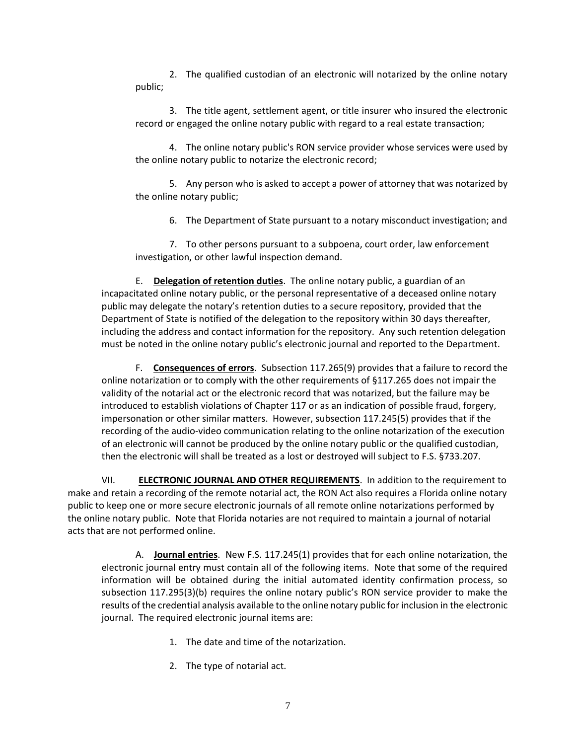2. The qualified custodian of an electronic will notarized by the online notary public;

3. The title agent, settlement agent, or title insurer who insured the electronic record or engaged the online notary public with regard to a real estate transaction;

4. The online notary public's RON service provider whose services were used by the online notary public to notarize the electronic record;

5. Any person who is asked to accept a power of attorney that was notarized by the online notary public;

6. The Department of State pursuant to a notary misconduct investigation; and

7. To other persons pursuant to a subpoena, court order, law enforcement investigation, or other lawful inspection demand.

E. **Delegation of retention duties**. The online notary public, a guardian of an incapacitated online notary public, or the personal representative of a deceased online notary public may delegate the notary's retention duties to a secure repository, provided that the Department of State is notified of the delegation to the repository within 30 days thereafter, including the address and contact information for the repository. Any such retention delegation must be noted in the online notary public's electronic journal and reported to the Department.

F. **Consequences of errors**. Subsection 117.265(9) provides that a failure to record the online notarization or to comply with the other requirements of §117.265 does not impair the validity of the notarial act or the electronic record that was notarized, but the failure may be introduced to establish violations of Chapter 117 or as an indication of possible fraud, forgery, impersonation or other similar matters. However, subsection 117.245(5) provides that if the recording of the audio-video communication relating to the online notarization of the execution of an electronic will cannot be produced by the online notary public or the qualified custodian, then the electronic will shall be treated as a lost or destroyed will subject to F.S. §733.207.

VII. **ELECTRONIC JOURNAL AND OTHER REQUIREMENTS**. In addition to the requirement to make and retain a recording of the remote notarial act, the RON Act also requires a Florida online notary public to keep one or more secure electronic journals of all remote online notarizations performed by the online notary public. Note that Florida notaries are not required to maintain a journal of notarial acts that are not performed online.

A. **Journal entries**. New F.S. 117.245(1) provides that for each online notarization, the electronic journal entry must contain all of the following items. Note that some of the required information will be obtained during the initial automated identity confirmation process, so subsection 117.295(3)(b) requires the online notary public's RON service provider to make the results of the credential analysis available to the online notary public for inclusion in the electronic journal. The required electronic journal items are:

1. The date and time of the notarization.

2. The type of notarial act.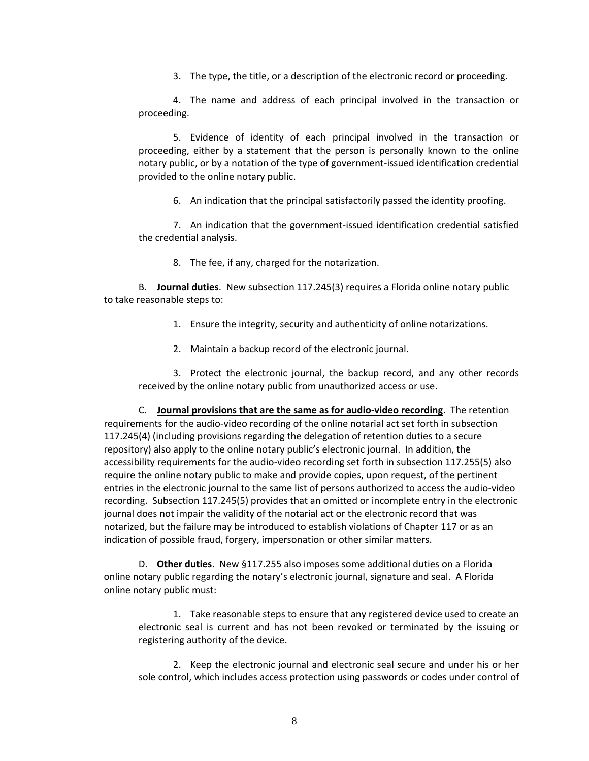3. The type, the title, or a description of the electronic record or proceeding.

4. The name and address of each principal involved in the transaction or proceeding.

5. Evidence of identity of each principal involved in the transaction or proceeding, either by a statement that the person is personally known to the online notary public, or by a notation of the type of government-issued identification credential provided to the online notary public.

6. An indication that the principal satisfactorily passed the identity proofing.

7. An indication that the government-issued identification credential satisfied the credential analysis.

8. The fee, if any, charged for the notarization.

B. **Journal duties**. New subsection 117.245(3) requires a Florida online notary public to take reasonable steps to:

1. Ensure the integrity, security and authenticity of online notarizations.

2. Maintain a backup record of the electronic journal.

3. Protect the electronic journal, the backup record, and any other records received by the online notary public from unauthorized access or use.

C. **Journal provisions that are the same as for audio-video recording**. The retention requirements for the audio-video recording of the online notarial act set forth in subsection 117.245(4) (including provisions regarding the delegation of retention duties to a secure repository) also apply to the online notary public's electronic journal. In addition, the accessibility requirements for the audio-video recording set forth in subsection 117.255(5) also require the online notary public to make and provide copies, upon request, of the pertinent entries in the electronic journal to the same list of persons authorized to access the audio-video recording. Subsection 117.245(5) provides that an omitted or incomplete entry in the electronic journal does not impair the validity of the notarial act or the electronic record that was notarized, but the failure may be introduced to establish violations of Chapter 117 or as an indication of possible fraud, forgery, impersonation or other similar matters.

D. **Other duties**. New §117.255 also imposes some additional duties on a Florida online notary public regarding the notary's electronic journal, signature and seal. A Florida online notary public must:

1. Take reasonable steps to ensure that any registered device used to create an electronic seal is current and has not been revoked or terminated by the issuing or registering authority of the device.

2. Keep the electronic journal and electronic seal secure and under his or her sole control, which includes access protection using passwords or codes under control of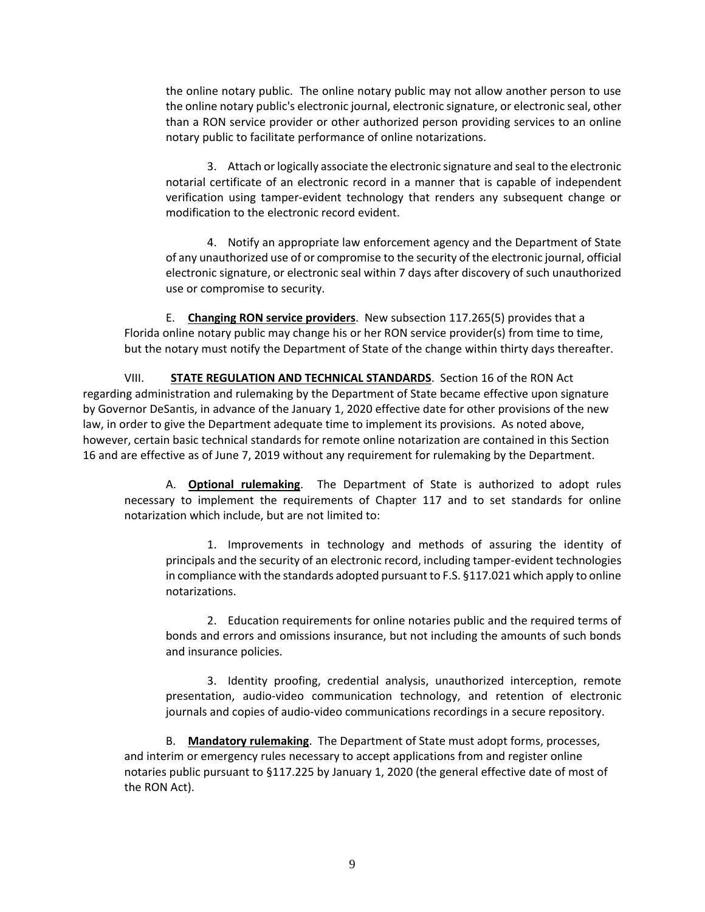the online notary public. The online notary public may not allow another person to use the online notary public's electronic journal, electronic signature, or electronic seal, other than a RON service provider or other authorized person providing services to an online notary public to facilitate performance of online notarizations.

3. Attach or logically associate the electronic signature and seal to the electronic notarial certificate of an electronic record in a manner that is capable of independent verification using tamper-evident technology that renders any subsequent change or modification to the electronic record evident.

4. Notify an appropriate law enforcement agency and the Department of State of any unauthorized use of or compromise to the security of the electronic journal, official electronic signature, or electronic seal within 7 days after discovery of such unauthorized use or compromise to security.

E. **Changing RON service providers**. New subsection 117.265(5) provides that a Florida online notary public may change his or her RON service provider(s) from time to time, but the notary must notify the Department of State of the change within thirty days thereafter.

VIII. **STATE REGULATION AND TECHNICAL STANDARDS**. Section 16 of the RON Act regarding administration and rulemaking by the Department of State became effective upon signature by Governor DeSantis, in advance of the January 1, 2020 effective date for other provisions of the new law, in order to give the Department adequate time to implement its provisions. As noted above, however, certain basic technical standards for remote online notarization are contained in this Section 16 and are effective as of June 7, 2019 without any requirement for rulemaking by the Department.

A. **Optional rulemaking**. The Department of State is authorized to adopt rules necessary to implement the requirements of Chapter 117 and to set standards for online notarization which include, but are not limited to:

1. Improvements in technology and methods of assuring the identity of principals and the security of an electronic record, including tamper-evident technologies in compliance with the standards adopted pursuant to F.S. §117.021 which apply to online notarizations.

2. Education requirements for online notaries public and the required terms of bonds and errors and omissions insurance, but not including the amounts of such bonds and insurance policies.

3. Identity proofing, credential analysis, unauthorized interception, remote presentation, audio-video communication technology, and retention of electronic journals and copies of audio-video communications recordings in a secure repository.

B. **Mandatory rulemaking**. The Department of State must adopt forms, processes, and interim or emergency rules necessary to accept applications from and register online notaries public pursuant to §117.225 by January 1, 2020 (the general effective date of most of the RON Act).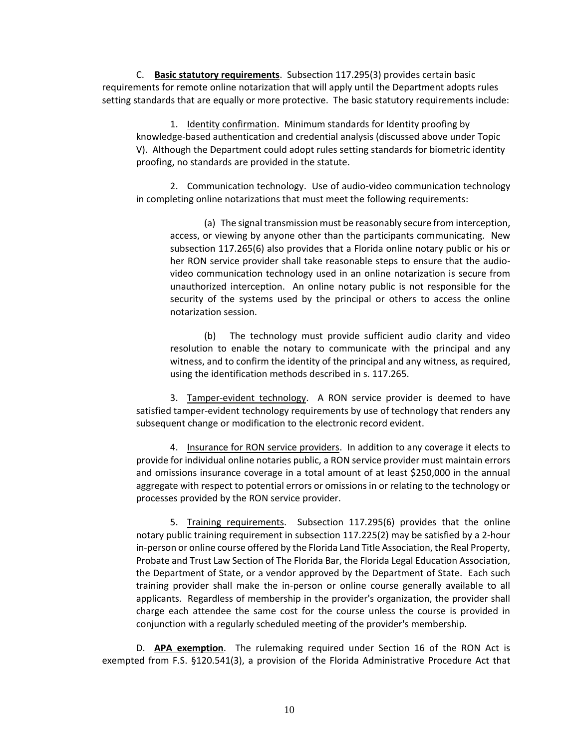C. **Basic statutory requirements**. Subsection 117.295(3) provides certain basic requirements for remote online notarization that will apply until the Department adopts rules setting standards that are equally or more protective. The basic statutory requirements include:

1. Identity confirmation. Minimum standards for Identity proofing by knowledge-based authentication and credential analysis (discussed above under Topic V). Although the Department could adopt rules setting standards for biometric identity proofing, no standards are provided in the statute.

2. Communication technology. Use of audio-video communication technology in completing online notarizations that must meet the following requirements:

   (a) The signal transmission must be reasonably secure from interception, access, or viewing by anyone other than the participants communicating. New subsection 117.265(6) also provides that a Florida online notary public or his or her RON service provider shall take reasonable steps to ensure that the audio-video communication technology used in an online notarization is secure from unauthorized interception. An online notary public is not responsible for the security of the systems used by the principal or others to access the online notarization session.

   (b) The technology must provide sufficient audio clarity and video resolution to enable the notary to communicate with the principal and any witness, and to confirm the identity of the principal and any witness, as required, using the identification methods described in s. 117.265.

3. Tamper-evident technology. A RON service provider is deemed to have satisfied tamper-evident technology requirements by use of technology that renders any subsequent change or modification to the electronic record evident.

4. Insurance for RON service providers. In addition to any coverage it elects to provide for individual online notaries public, a RON service provider must maintain errors and omissions insurance coverage in a total amount of at least $250,000 in the annual aggregate with respect to potential errors or omissions in or relating to the technology or processes provided by the RON service provider.

5. Training requirements. Subsection 117.295(6) provides that the online notary public training requirement in subsection 117.225(2) may be satisfied by a 2-hour in-person or online course offered by the Florida Land Title Association, the Real Property, Probate and Trust Law Section of The Florida Bar, the Florida Legal Education Association, the Department of State, or a vendor approved by the Department of State. Each such training provider shall make the in-person or online course generally available to all applicants. Regardless of membership in the provider's organization, the provider shall charge each attendee the same cost for the course unless the course is provided in conjunction with a regularly scheduled meeting of the provider's membership.

D. **APA exemption**. The rulemaking required under Section 16 of the RON Act is exempted from F.S. §120.541(3), a provision of the Florida Administrative Procedure Act that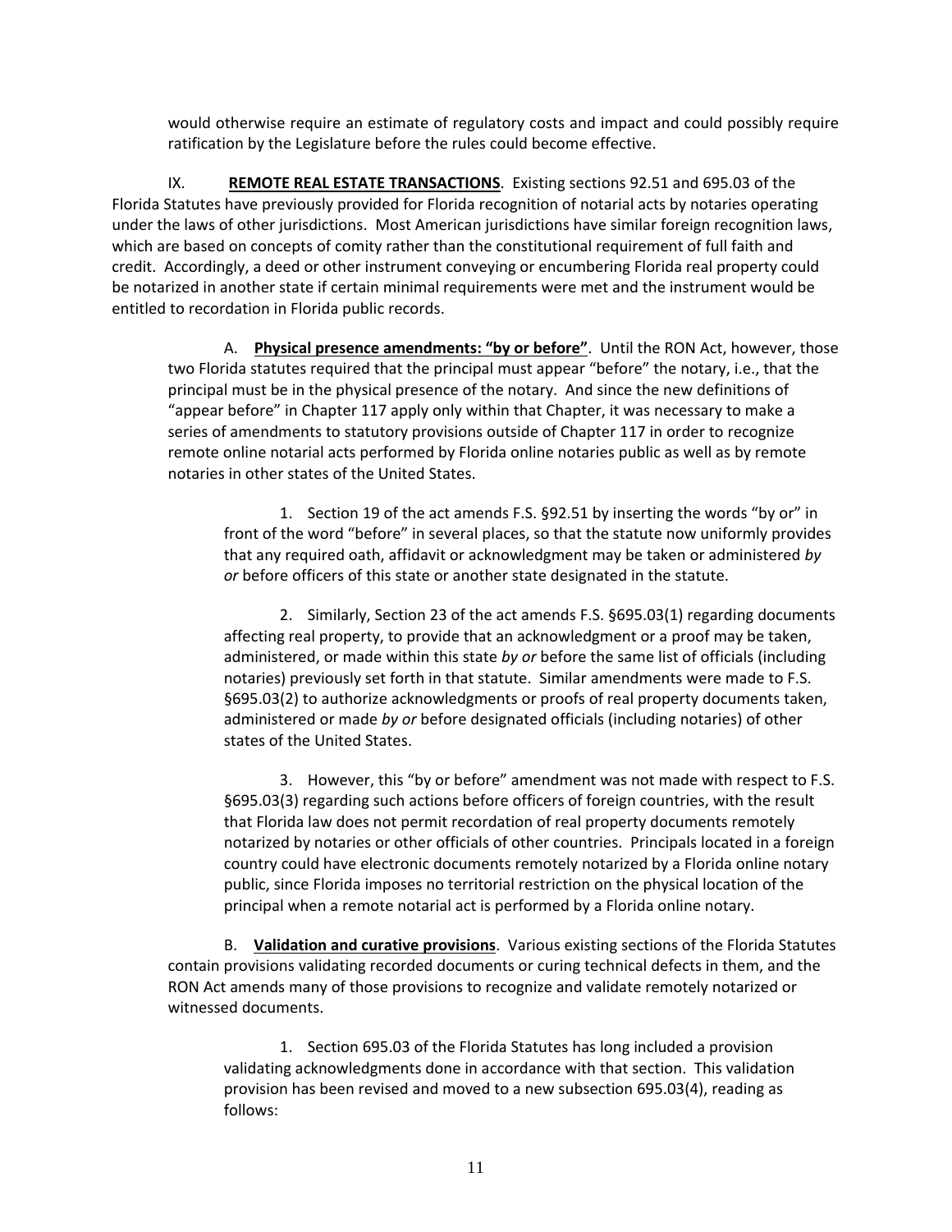would otherwise require an estimate of regulatory costs and impact and could possibly require ratification by the Legislature before the rules could become effective.

IX. **REMOTE REAL ESTATE TRANSACTIONS**. Existing sections 92.51 and 695.03 of the Florida Statutes have previously provided for Florida recognition of notarial acts by notaries operating under the laws of other jurisdictions. Most American jurisdictions have similar foreign recognition laws, which are based on concepts of comity rather than the constitutional requirement of full faith and credit. Accordingly, a deed or other instrument conveying or encumbering Florida real property could be notarized in another state if certain minimal requirements were met and the instrument would be entitled to recordation in Florida public records.

A. **Physical presence amendments: "by or before"**. Until the RON Act, however, those two Florida statutes required that the principal must appear "before" the notary, i.e., that the principal must be in the physical presence of the notary. And since the new definitions of "appear before" in Chapter 117 apply only within that Chapter, it was necessary to make a series of amendments to statutory provisions outside of Chapter 117 in order to recognize remote online notarial acts performed by Florida online notaries public as well as by remote notaries in other states of the United States.

1. Section 19 of the act amends F.S. §92.51 by inserting the words "by or" in front of the word "before" in several places, so that the statute now uniformly provides that any required oath, affidavit or acknowledgment may be taken or administered *by or* before officers of this state or another state designated in the statute.

2. Similarly, Section 23 of the act amends F.S. §695.03(1) regarding documents affecting real property, to provide that an acknowledgment or a proof may be taken, administered, or made within this state *by or* before the same list of officials (including notaries) previously set forth in that statute. Similar amendments were made to F.S. §695.03(2) to authorize acknowledgments or proofs of real property documents taken, administered or made *by or* before designated officials (including notaries) of other states of the United States.

3. However, this "by or before" amendment was not made with respect to F.S. §695.03(3) regarding such actions before officers of foreign countries, with the result that Florida law does not permit recordation of real property documents remotely notarized by notaries or other officials of other countries. Principals located in a foreign country could have electronic documents remotely notarized by a Florida online notary public, since Florida imposes no territorial restriction on the physical location of the principal when a remote notarial act is performed by a Florida online notary.

B. **Validation and curative provisions**. Various existing sections of the Florida Statutes contain provisions validating recorded documents or curing technical defects in them, and the RON Act amends many of those provisions to recognize and validate remotely notarized or witnessed documents.

1. Section 695.03 of the Florida Statutes has long included a provision validating acknowledgments done in accordance with that section. This validation provision has been revised and moved to a new subsection 695.03(4), reading as follows: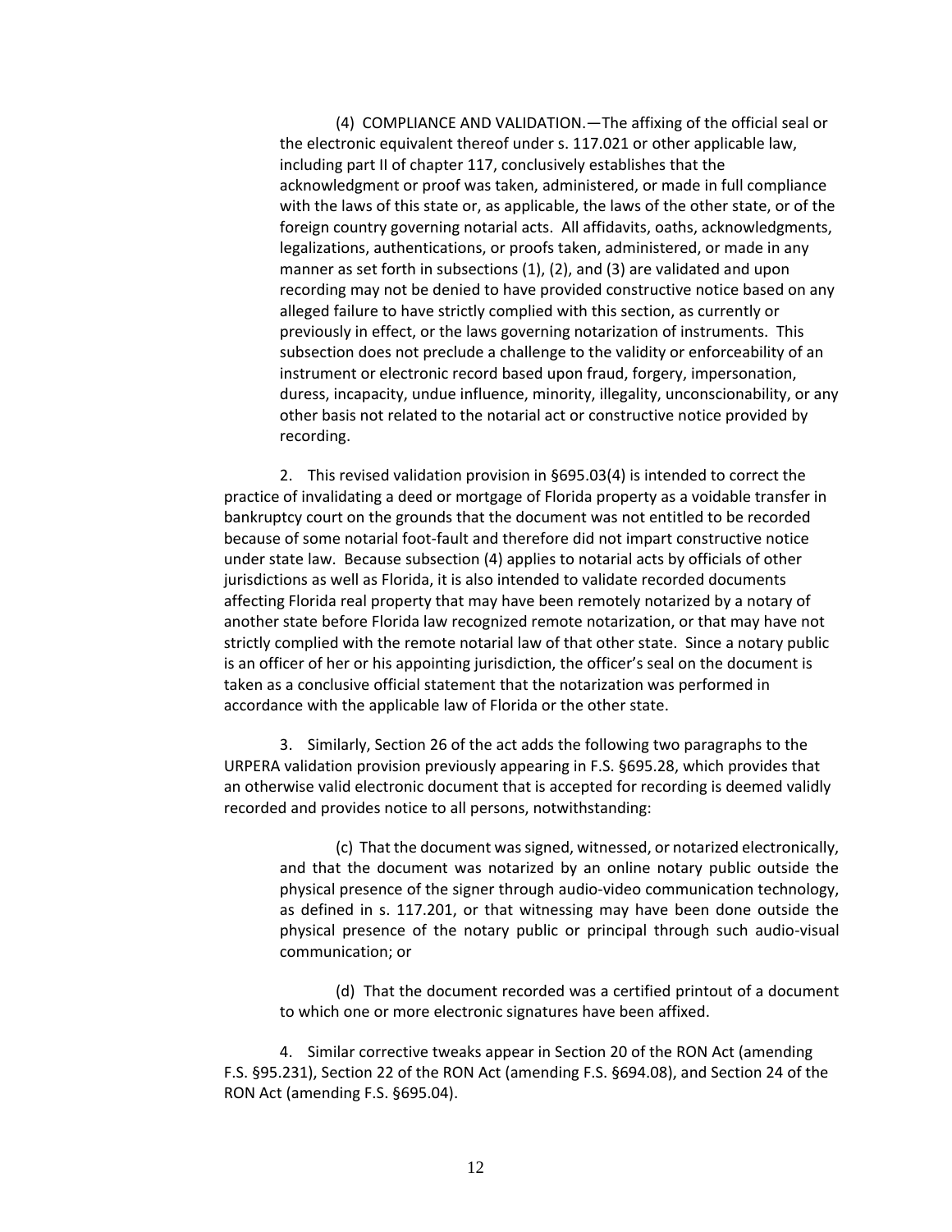> (4) COMPLIANCE AND VALIDATION.—The affixing of the official seal or the electronic equivalent thereof under s. 117.021 or other applicable law, including part II of chapter 117, conclusively establishes that the acknowledgment or proof was taken, administered, or made in full compliance with the laws of this state or, as applicable, the laws of the other state, or of the foreign country governing notarial acts. All affidavits, oaths, acknowledgments, legalizations, authentications, or proofs taken, administered, or made in any manner as set forth in subsections (1), (2), and (3) are validated and upon recording may not be denied to have provided constructive notice based on any alleged failure to have strictly complied with this section, as currently or previously in effect, or the laws governing notarization of instruments. This subsection does not preclude a challenge to the validity or enforceability of an instrument or electronic record based upon fraud, forgery, impersonation, duress, incapacity, undue influence, minority, illegality, unconscionability, or any other basis not related to the notarial act or constructive notice provided by recording.

2. This revised validation provision in §695.03(4) is intended to correct the practice of invalidating a deed or mortgage of Florida property as a voidable transfer in bankruptcy court on the grounds that the document was not entitled to be recorded because of some notarial foot-fault and therefore did not impart constructive notice under state law. Because subsection (4) applies to notarial acts by officials of other jurisdictions as well as Florida, it is also intended to validate recorded documents affecting Florida real property that may have been remotely notarized by a notary of another state before Florida law recognized remote notarization, or that may have not strictly complied with the remote notarial law of that other state. Since a notary public is an officer of her or his appointing jurisdiction, the officer's seal on the document is taken as a conclusive official statement that the notarization was performed in accordance with the applicable law of Florida or the other state.

3. Similarly, Section 26 of the act adds the following two paragraphs to the URPERA validation provision previously appearing in F.S. §695.28, which provides that an otherwise valid electronic document that is accepted for recording is deemed validly recorded and provides notice to all persons, notwithstanding:

> (c) That the document was signed, witnessed, or notarized electronically, and that the document was notarized by an online notary public outside the physical presence of the signer through audio-video communication technology, as defined in s. 117.201, or that witnessing may have been done outside the physical presence of the notary public or principal through such audio-visual communication; or
>
> (d) That the document recorded was a certified printout of a document to which one or more electronic signatures have been affixed.

4. Similar corrective tweaks appear in Section 20 of the RON Act (amending F.S. §95.231), Section 22 of the RON Act (amending F.S. §694.08), and Section 24 of the RON Act (amending F.S. §695.04).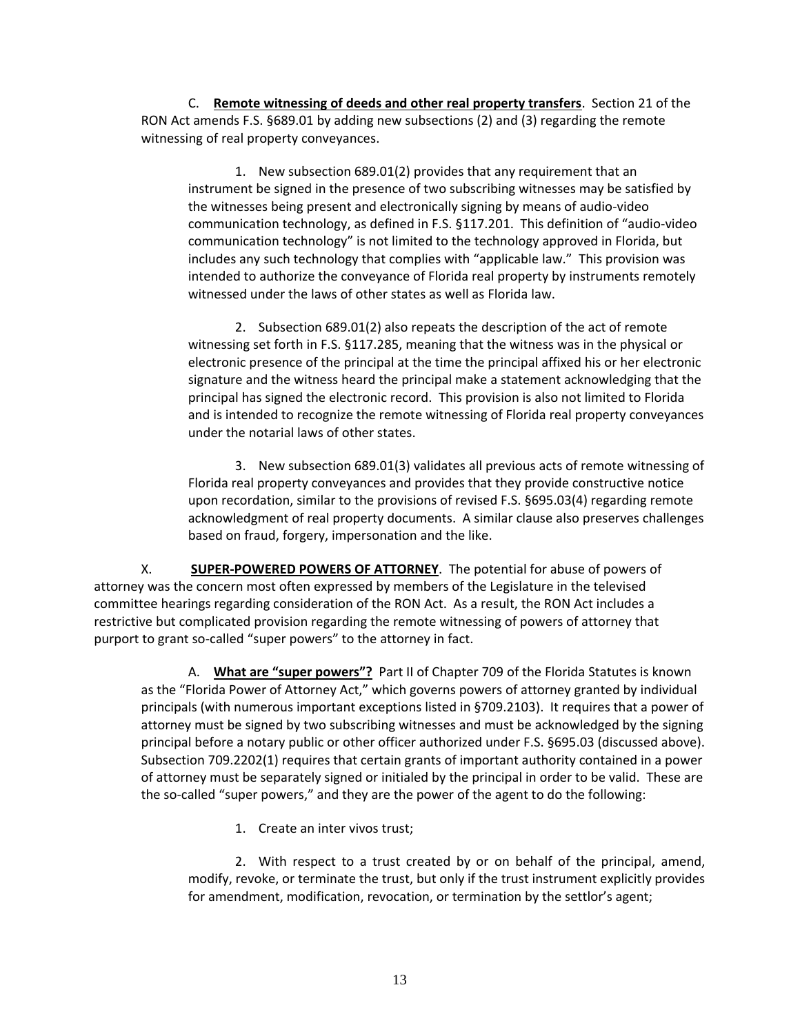C. **<u>Remote witnessing of deeds and other real property transfers</u>**. Section 21 of the RON Act amends F.S. §689.01 by adding new subsections (2) and (3) regarding the remote witnessing of real property conveyances.

1. New subsection 689.01(2) provides that any requirement that an instrument be signed in the presence of two subscribing witnesses may be satisfied by the witnesses being present and electronically signing by means of audio-video communication technology, as defined in F.S. §117.201. This definition of "audio-video communication technology" is not limited to the technology approved in Florida, but includes any such technology that complies with "applicable law." This provision was intended to authorize the conveyance of Florida real property by instruments remotely witnessed under the laws of other states as well as Florida law.

2. Subsection 689.01(2) also repeats the description of the act of remote witnessing set forth in F.S. §117.285, meaning that the witness was in the physical or electronic presence of the principal at the time the principal affixed his or her electronic signature and the witness heard the principal make a statement acknowledging that the principal has signed the electronic record. This provision is also not limited to Florida and is intended to recognize the remote witnessing of Florida real property conveyances under the notarial laws of other states.

3. New subsection 689.01(3) validates all previous acts of remote witnessing of Florida real property conveyances and provides that they provide constructive notice upon recordation, similar to the provisions of revised F.S. §695.03(4) regarding remote acknowledgment of real property documents. A similar clause also preserves challenges based on fraud, forgery, impersonation and the like.

X. **<u>SUPER-POWERED POWERS OF ATTORNEY</u>**. The potential for abuse of powers of attorney was the concern most often expressed by members of the Legislature in the televised committee hearings regarding consideration of the RON Act. As a result, the RON Act includes a restrictive but complicated provision regarding the remote witnessing of powers of attorney that purport to grant so-called "super powers" to the attorney in fact.

A. **<u>What are "super powers"?</u>** Part II of Chapter 709 of the Florida Statutes is known as the "Florida Power of Attorney Act," which governs powers of attorney granted by individual principals (with numerous important exceptions listed in §709.2103). It requires that a power of attorney must be signed by two subscribing witnesses and must be acknowledged by the signing principal before a notary public or other officer authorized under F.S. §695.03 (discussed above). Subsection 709.2202(1) requires that certain grants of important authority contained in a power of attorney must be separately signed or initialed by the principal in order to be valid. These are the so-called "super powers," and they are the power of the agent to do the following:

1. Create an inter vivos trust;

2. With respect to a trust created by or on behalf of the principal, amend, modify, revoke, or terminate the trust, but only if the trust instrument explicitly provides for amendment, modification, revocation, or termination by the settlor's agent;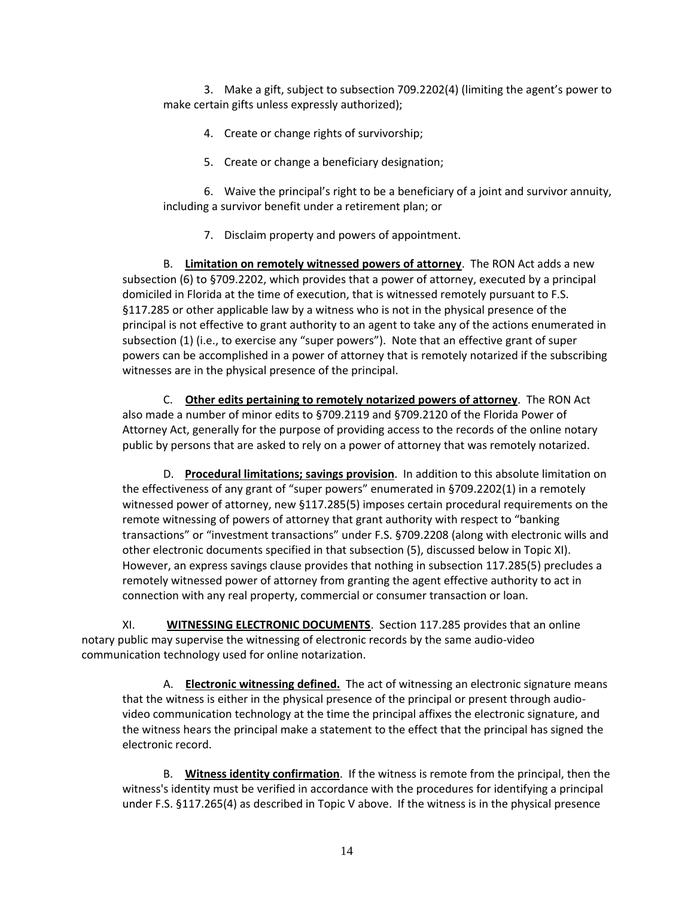3. Make a gift, subject to subsection 709.2202(4) (limiting the agent's power to make certain gifts unless expressly authorized);

4. Create or change rights of survivorship;

5. Create or change a beneficiary designation;

6. Waive the principal's right to be a beneficiary of a joint and survivor annuity, including a survivor benefit under a retirement plan; or

7. Disclaim property and powers of appointment.

B. **Limitation on remotely witnessed powers of attorney**. The RON Act adds a new subsection (6) to §709.2202, which provides that a power of attorney, executed by a principal domiciled in Florida at the time of execution, that is witnessed remotely pursuant to F.S. §117.285 or other applicable law by a witness who is not in the physical presence of the principal is not effective to grant authority to an agent to take any of the actions enumerated in subsection (1) (i.e., to exercise any "super powers"). Note that an effective grant of super powers can be accomplished in a power of attorney that is remotely notarized if the subscribing witnesses are in the physical presence of the principal.

C. **Other edits pertaining to remotely notarized powers of attorney**. The RON Act also made a number of minor edits to §709.2119 and §709.2120 of the Florida Power of Attorney Act, generally for the purpose of providing access to the records of the online notary public by persons that are asked to rely on a power of attorney that was remotely notarized.

D. **Procedural limitations; savings provision**. In addition to this absolute limitation on the effectiveness of any grant of "super powers" enumerated in §709.2202(1) in a remotely witnessed power of attorney, new §117.285(5) imposes certain procedural requirements on the remote witnessing of powers of attorney that grant authority with respect to "banking transactions" or "investment transactions" under F.S. §709.2208 (along with electronic wills and other electronic documents specified in that subsection (5), discussed below in Topic XI). However, an express savings clause provides that nothing in subsection 117.285(5) precludes a remotely witnessed power of attorney from granting the agent effective authority to act in connection with any real property, commercial or consumer transaction or loan.

XI. **WITNESSING ELECTRONIC DOCUMENTS**. Section 117.285 provides that an online notary public may supervise the witnessing of electronic records by the same audio-video communication technology used for online notarization.

A. **Electronic witnessing defined.** The act of witnessing an electronic signature means that the witness is either in the physical presence of the principal or present through audio-video communication technology at the time the principal affixes the electronic signature, and the witness hears the principal make a statement to the effect that the principal has signed the electronic record.

B. **Witness identity confirmation**. If the witness is remote from the principal, then the witness's identity must be verified in accordance with the procedures for identifying a principal under F.S. §117.265(4) as described in Topic V above. If the witness is in the physical presence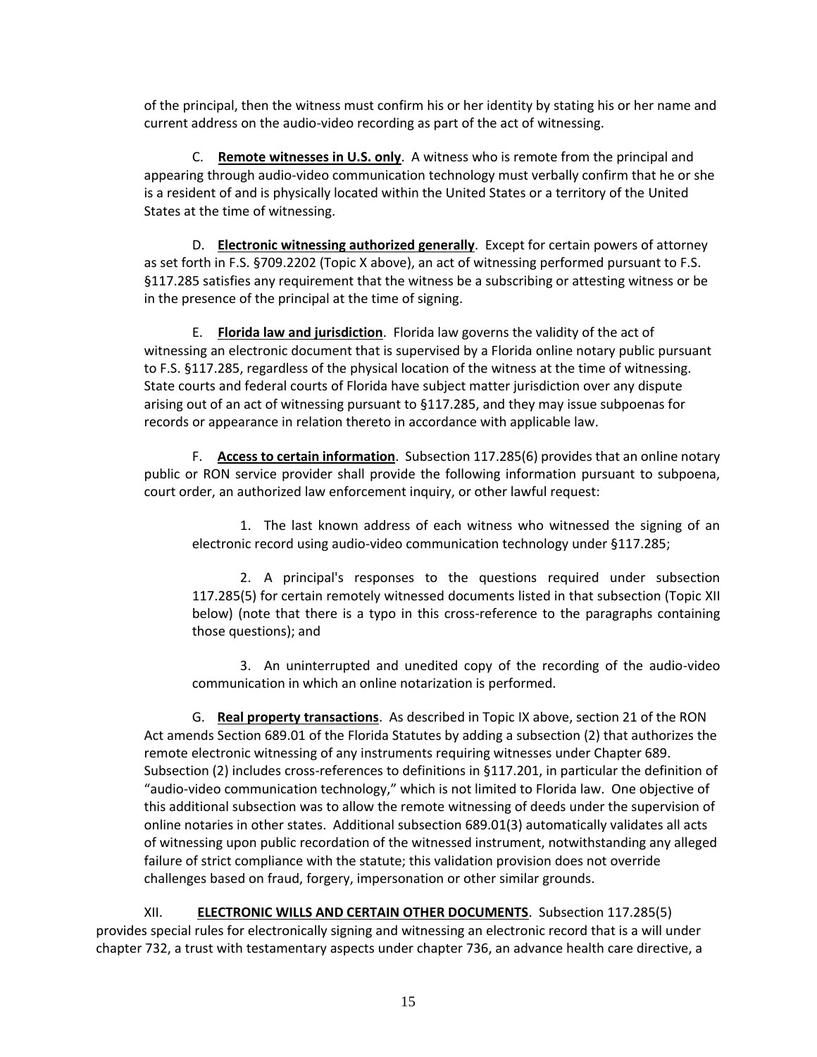of the principal, then the witness must confirm his or her identity by stating his or her name and current address on the audio-video recording as part of the act of witnessing.

C. **Remote witnesses in U.S. only**. A witness who is remote from the principal and appearing through audio-video communication technology must verbally confirm that he or she is a resident of and is physically located within the United States or a territory of the United States at the time of witnessing.

D. **Electronic witnessing authorized generally**. Except for certain powers of attorney as set forth in F.S. §709.2202 (Topic X above), an act of witnessing performed pursuant to F.S. §117.285 satisfies any requirement that the witness be a subscribing or attesting witness or be in the presence of the principal at the time of signing.

E. **Florida law and jurisdiction**. Florida law governs the validity of the act of witnessing an electronic document that is supervised by a Florida online notary public pursuant to F.S. §117.285, regardless of the physical location of the witness at the time of witnessing. State courts and federal courts of Florida have subject matter jurisdiction over any dispute arising out of an act of witnessing pursuant to §117.285, and they may issue subpoenas for records or appearance in relation thereto in accordance with applicable law.

F. **Access to certain information**. Subsection 117.285(6) provides that an online notary public or RON service provider shall provide the following information pursuant to subpoena, court order, an authorized law enforcement inquiry, or other lawful request:

1. The last known address of each witness who witnessed the signing of an electronic record using audio-video communication technology under §117.285;

2. A principal's responses to the questions required under subsection 117.285(5) for certain remotely witnessed documents listed in that subsection (Topic XII below) (note that there is a typo in this cross-reference to the paragraphs containing those questions); and

3. An uninterrupted and unedited copy of the recording of the audio-video communication in which an online notarization is performed.

G. **Real property transactions**. As described in Topic IX above, section 21 of the RON Act amends Section 689.01 of the Florida Statutes by adding a subsection (2) that authorizes the remote electronic witnessing of any instruments requiring witnesses under Chapter 689. Subsection (2) includes cross-references to definitions in §117.201, in particular the definition of "audio-video communication technology," which is not limited to Florida law. One objective of this additional subsection was to allow the remote witnessing of deeds under the supervision of online notaries in other states. Additional subsection 689.01(3) automatically validates all acts of witnessing upon public recordation of the witnessed instrument, notwithstanding any alleged failure of strict compliance with the statute; this validation provision does not override challenges based on fraud, forgery, impersonation or other similar grounds.

XII. **ELECTRONIC WILLS AND CERTAIN OTHER DOCUMENTS**. Subsection 117.285(5) provides special rules for electronically signing and witnessing an electronic record that is a will under chapter 732, a trust with testamentary aspects under chapter 736, an advance health care directive, a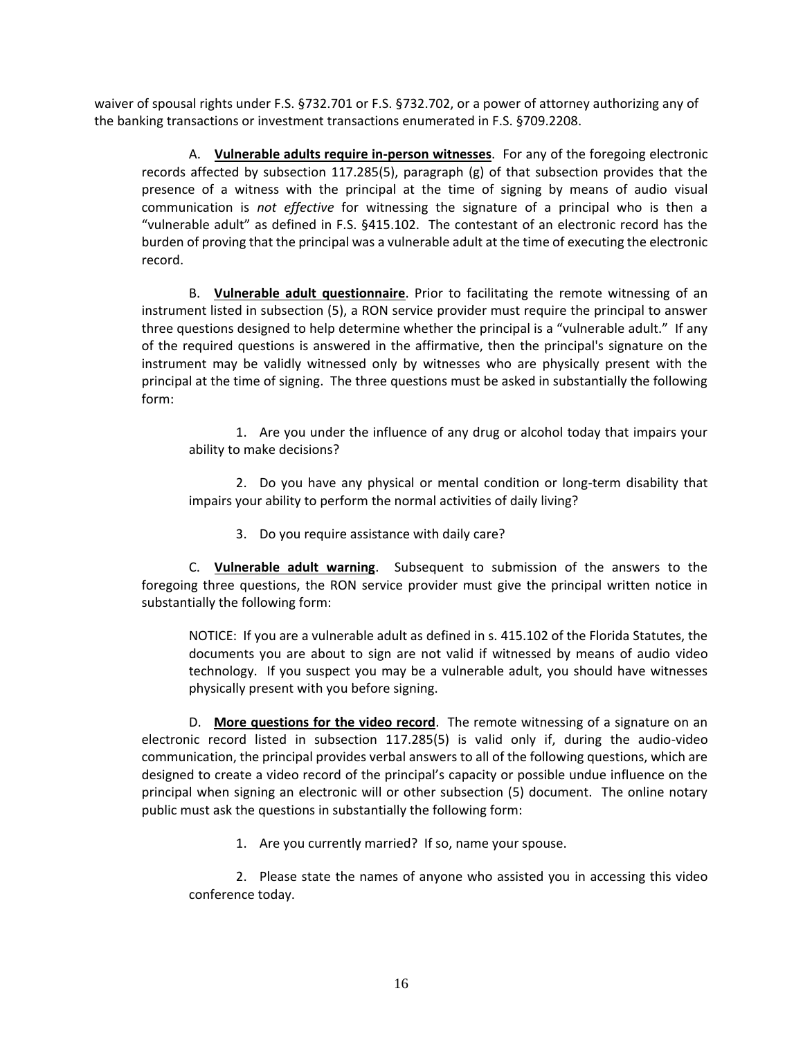waiver of spousal rights under F.S. §732.701 or F.S. §732.702, or a power of attorney authorizing any of the banking transactions or investment transactions enumerated in F.S. §709.2208.

A. **Vulnerable adults require in-person witnesses**. For any of the foregoing electronic records affected by subsection 117.285(5), paragraph (g) of that subsection provides that the presence of a witness with the principal at the time of signing by means of audio visual communication is *not effective* for witnessing the signature of a principal who is then a "vulnerable adult" as defined in F.S. §415.102. The contestant of an electronic record has the burden of proving that the principal was a vulnerable adult at the time of executing the electronic record.

B. **Vulnerable adult questionnaire**. Prior to facilitating the remote witnessing of an instrument listed in subsection (5), a RON service provider must require the principal to answer three questions designed to help determine whether the principal is a "vulnerable adult." If any of the required questions is answered in the affirmative, then the principal's signature on the instrument may be validly witnessed only by witnesses who are physically present with the principal at the time of signing. The three questions must be asked in substantially the following form:

1. Are you under the influence of any drug or alcohol today that impairs your ability to make decisions?

2. Do you have any physical or mental condition or long-term disability that impairs your ability to perform the normal activities of daily living?

3. Do you require assistance with daily care?

C. **Vulnerable adult warning**. Subsequent to submission of the answers to the foregoing three questions, the RON service provider must give the principal written notice in substantially the following form:

> NOTICE: If you are a vulnerable adult as defined in s. 415.102 of the Florida Statutes, the documents you are about to sign are not valid if witnessed by means of audio video technology. If you suspect you may be a vulnerable adult, you should have witnesses physically present with you before signing.

D. **More questions for the video record**. The remote witnessing of a signature on an electronic record listed in subsection 117.285(5) is valid only if, during the audio-video communication, the principal provides verbal answers to all of the following questions, which are designed to create a video record of the principal's capacity or possible undue influence on the principal when signing an electronic will or other subsection (5) document. The online notary public must ask the questions in substantially the following form:

1. Are you currently married? If so, name your spouse.

2. Please state the names of anyone who assisted you in accessing this video conference today.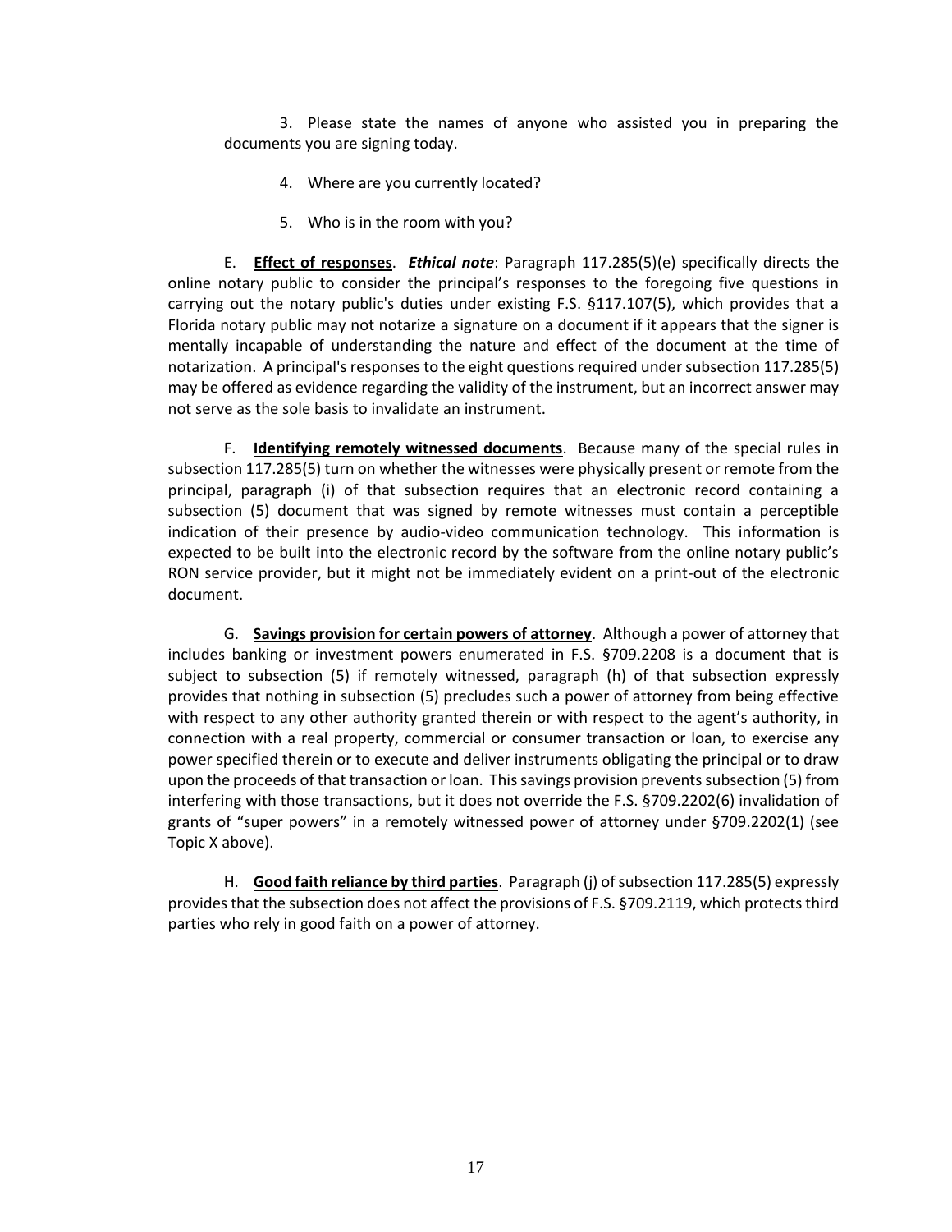3. Please state the names of anyone who assisted you in preparing the documents you are signing today.

4. Where are you currently located?

5. Who is in the room with you?

E. **Effect of responses**. ***Ethical note***: Paragraph 117.285(5)(e) specifically directs the online notary public to consider the principal's responses to the foregoing five questions in carrying out the notary public's duties under existing F.S. §117.107(5), which provides that a Florida notary public may not notarize a signature on a document if it appears that the signer is mentally incapable of understanding the nature and effect of the document at the time of notarization. A principal's responses to the eight questions required under subsection 117.285(5) may be offered as evidence regarding the validity of the instrument, but an incorrect answer may not serve as the sole basis to invalidate an instrument.

F. **Identifying remotely witnessed documents**. Because many of the special rules in subsection 117.285(5) turn on whether the witnesses were physically present or remote from the principal, paragraph (i) of that subsection requires that an electronic record containing a subsection (5) document that was signed by remote witnesses must contain a perceptible indication of their presence by audio-video communication technology. This information is expected to be built into the electronic record by the software from the online notary public's RON service provider, but it might not be immediately evident on a print-out of the electronic document.

G. **Savings provision for certain powers of attorney**. Although a power of attorney that includes banking or investment powers enumerated in F.S. §709.2208 is a document that is subject to subsection (5) if remotely witnessed, paragraph (h) of that subsection expressly provides that nothing in subsection (5) precludes such a power of attorney from being effective with respect to any other authority granted therein or with respect to the agent's authority, in connection with a real property, commercial or consumer transaction or loan, to exercise any power specified therein or to execute and deliver instruments obligating the principal or to draw upon the proceeds of that transaction or loan. This savings provision prevents subsection (5) from interfering with those transactions, but it does not override the F.S. §709.2202(6) invalidation of grants of "super powers" in a remotely witnessed power of attorney under §709.2202(1) (see Topic X above).

H. **Good faith reliance by third parties**. Paragraph (j) of subsection 117.285(5) expressly provides that the subsection does not affect the provisions of F.S. §709.2119, which protects third parties who rely in good faith on a power of attorney.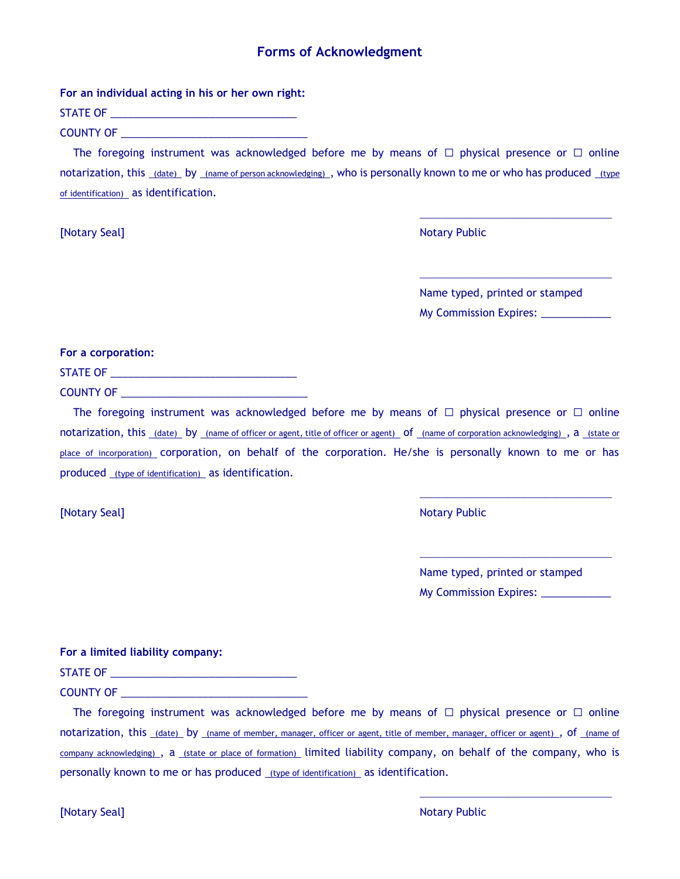# Forms of Acknowledgment

**For an individual acting in his or her own right:**

STATE OF ________________________________

COUNTY OF ________________________________

The foregoing instrument was acknowledged before me by means of ☐ physical presence or ☐ online notarization, this (date) by (name of person acknowledging), who is personally known to me or who has produced (type of identification) as identification.

[Notary Seal]

________________________________
Notary Public

________________________________
Name typed, printed or stamped
My Commission Expires: ____________

**For a corporation:**

STATE OF ________________________________

COUNTY OF ________________________________

The foregoing instrument was acknowledged before me by means of ☐ physical presence or ☐ online notarization, this (date) by (name of officer or agent, title of officer or agent) of (name of corporation acknowledging), a (state or place of incorporation) corporation, on behalf of the corporation. He/she is personally known to me or has produced (type of identification) as identification.

[Notary Seal]

________________________________
Notary Public

________________________________
Name typed, printed or stamped
My Commission Expires: ____________

**For a limited liability company:**

STATE OF ________________________________

COUNTY OF ________________________________

The foregoing instrument was acknowledged before me by means of ☐ physical presence or ☐ online notarization, this (date) by (name of member, manager, officer or agent, title of member, manager, officer or agent), of (name of company acknowledging), a (state or place of formation) limited liability company, on behalf of the company, who is personally known to me or has produced (type of identification) as identification.

[Notary Seal]

________________________________
Notary Public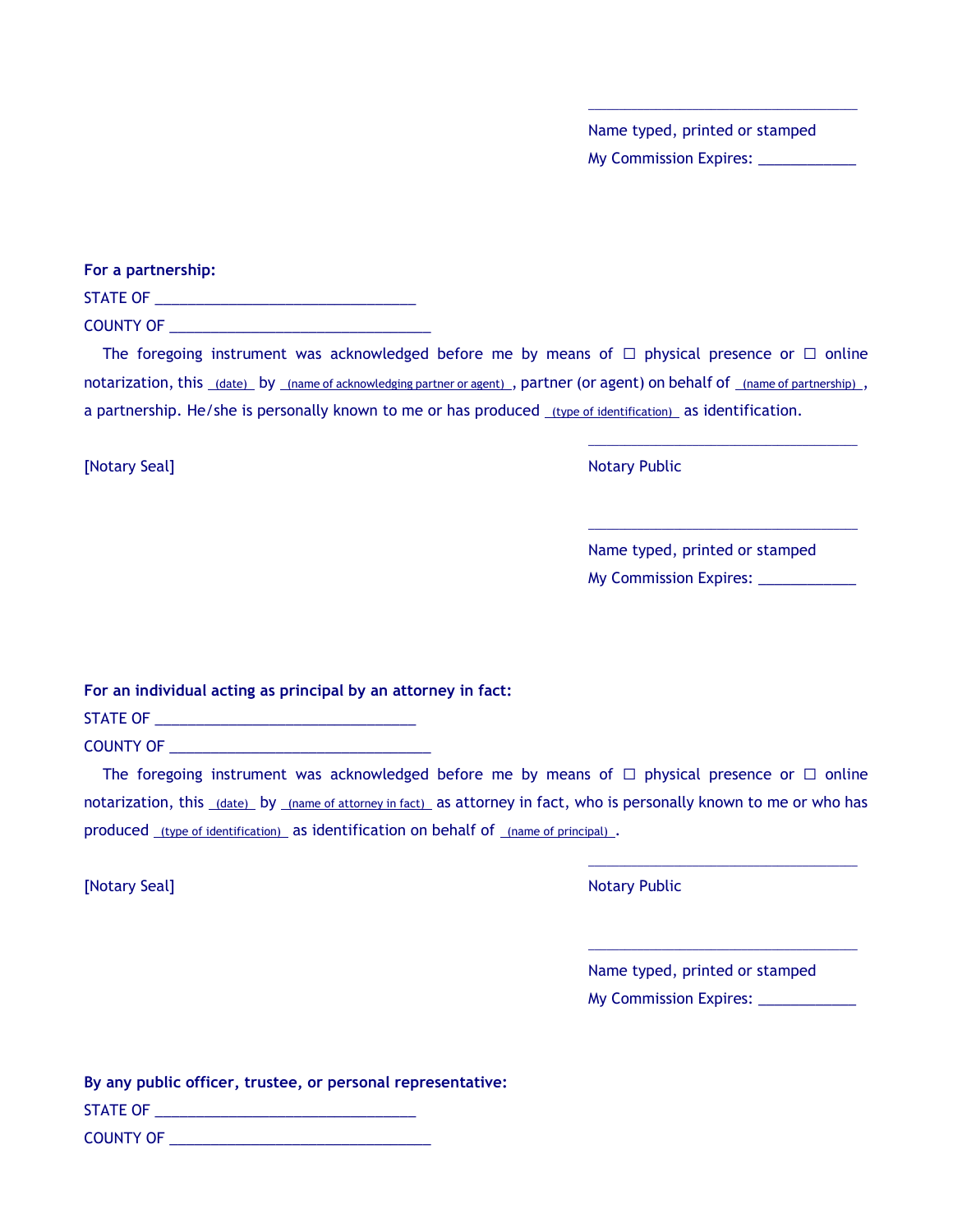\_\_\_\_\_\_\_\_\_\_\_\_\_\_\_\_\_\_\_\_\_\_\_\_\_\_\_\_\_\_\_\_\_\_

Name typed, printed or stamped

My Commission Expires: \_\_\_\_\_\_\_\_\_\_\_\_

**For a partnership:**

STATE OF \_\_\_\_\_\_\_\_\_\_\_\_\_\_\_\_\_\_\_\_\_\_\_\_\_\_\_\_\_\_\_\_\_\_

COUNTY OF \_\_\_\_\_\_\_\_\_\_\_\_\_\_\_\_\_\_\_\_\_\_\_\_\_\_\_\_\_\_\_\_\_\_

The foregoing instrument was acknowledged before me by means of ☐ physical presence or ☐ online notarization, this (date) by (name of acknowledging partner or agent), partner (or agent) on behalf of (name of partnership), a partnership. He/she is personally known to me or has produced (type of identification) as identification.

[Notary Seal]

\_\_\_\_\_\_\_\_\_\_\_\_\_\_\_\_\_\_\_\_\_\_\_\_\_\_\_\_\_\_\_\_\_\_

Notary Public

\_\_\_\_\_\_\_\_\_\_\_\_\_\_\_\_\_\_\_\_\_\_\_\_\_\_\_\_\_\_\_\_\_\_

Name typed, printed or stamped

My Commission Expires: \_\_\_\_\_\_\_\_\_\_\_\_

**For an individual acting as principal by an attorney in fact:**

STATE OF \_\_\_\_\_\_\_\_\_\_\_\_\_\_\_\_\_\_\_\_\_\_\_\_\_\_\_\_\_\_\_\_\_\_

COUNTY OF \_\_\_\_\_\_\_\_\_\_\_\_\_\_\_\_\_\_\_\_\_\_\_\_\_\_\_\_\_\_\_\_\_\_

The foregoing instrument was acknowledged before me by means of ☐ physical presence or ☐ online notarization, this (date) by (name of attorney in fact) as attorney in fact, who is personally known to me or who has produced (type of identification) as identification on behalf of (name of principal).

[Notary Seal]

\_\_\_\_\_\_\_\_\_\_\_\_\_\_\_\_\_\_\_\_\_\_\_\_\_\_\_\_\_\_\_\_\_\_

Notary Public

\_\_\_\_\_\_\_\_\_\_\_\_\_\_\_\_\_\_\_\_\_\_\_\_\_\_\_\_\_\_\_\_\_\_

Name typed, printed or stamped

My Commission Expires: \_\_\_\_\_\_\_\_\_\_\_\_

**By any public officer, trustee, or personal representative:**

STATE OF \_\_\_\_\_\_\_\_\_\_\_\_\_\_\_\_\_\_\_\_\_\_\_\_\_\_\_\_\_\_\_\_\_\_

COUNTY OF \_\_\_\_\_\_\_\_\_\_\_\_\_\_\_\_\_\_\_\_\_\_\_\_\_\_\_\_\_\_\_\_\_\_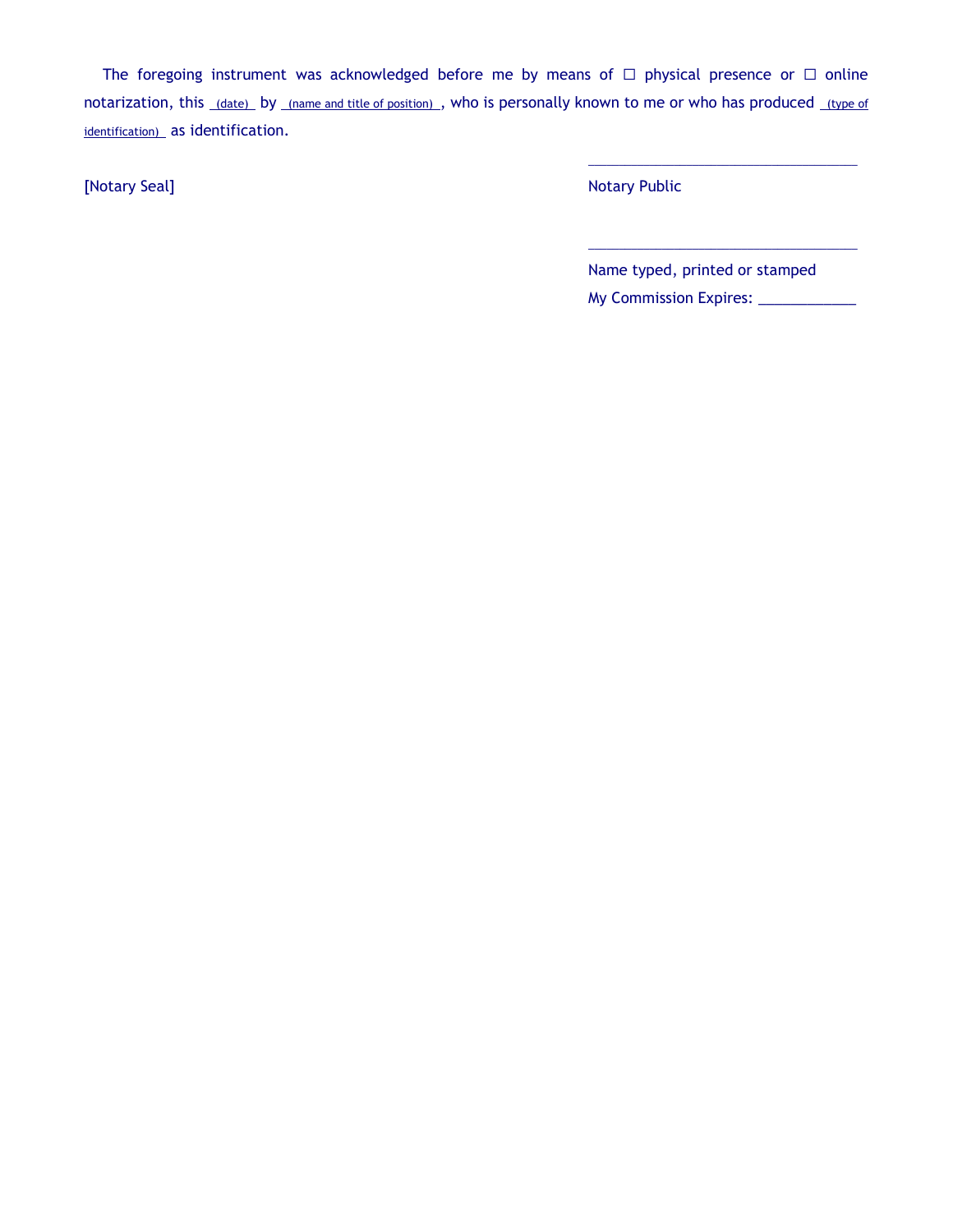The foregoing instrument was acknowledged before me by means of ☐ physical presence or ☐ online notarization, this (date) by (name and title of position), who is personally known to me or who has produced (type of identification) as identification.

[Notary Seal]

\_\_\_\_\_\_\_\_\_\_\_\_\_\_\_\_\_\_\_\_\_\_\_\_\_\_\_\_\_\_\_\_\_\_\_

Notary Public

\_\_\_\_\_\_\_\_\_\_\_\_\_\_\_\_\_\_\_\_\_\_\_\_\_\_\_\_\_\_\_\_\_\_\_

Name typed, printed or stamped

My Commission Expires: \_\_\_\_\_\_\_\_\_\_\_\_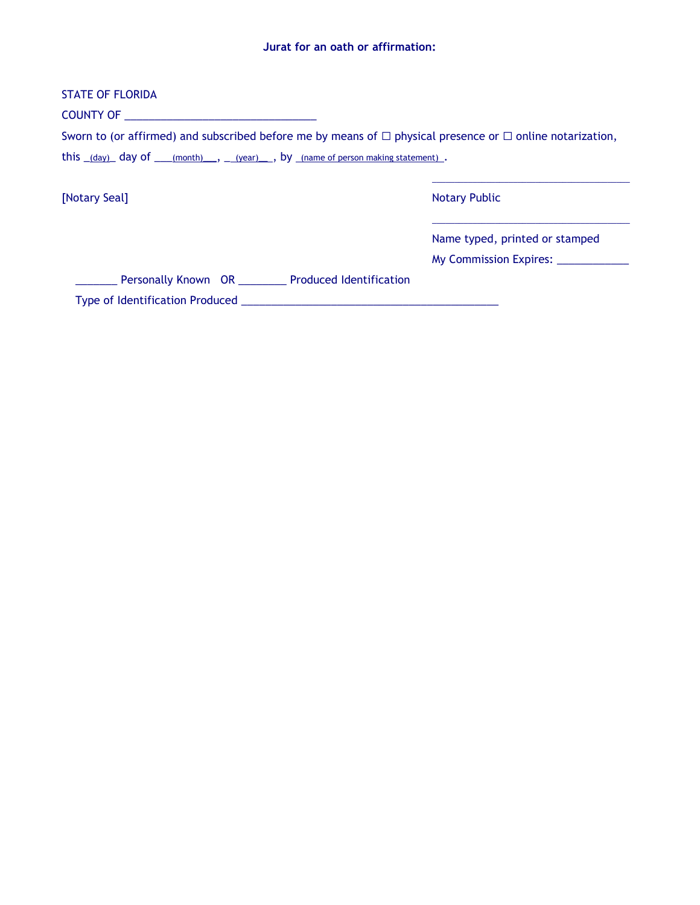**Jurat for an oath or affirmation:**

STATE OF FLORIDA

COUNTY OF ________________________________

Sworn to (or affirmed) and subscribed before me by means of ☐ physical presence or ☐ online notarization, this _(day)_ day of ___(month)___, _ (year)__, by _(name of person making statement)_.

[Notary Seal]

___________________________________

Notary Public

___________________________________

Name typed, printed or stamped

My Commission Expires: ____________

_______ Personally Known OR ________ Produced Identification

Type of Identification Produced ___________________________________________